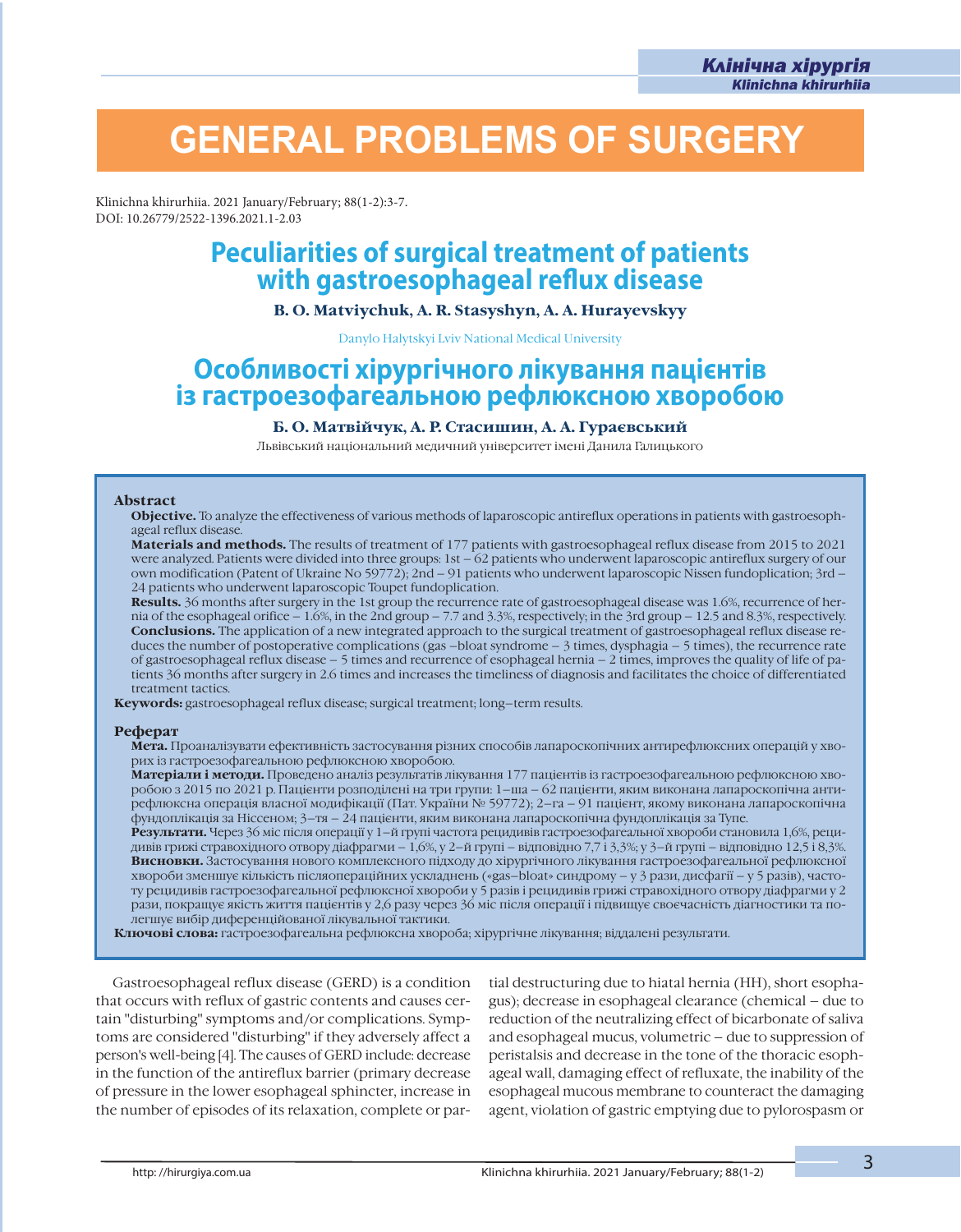# GENERAL PROBLEMS OF SURGERY

Klinichna khirurhiia. 2021 January/February; 88(1-2):3-7.
DOI: 10.26779/2522-1396.2021.1-2.03

## Peculiarities of surgical treatment of patients with gastroesophageal reflux disease

**B. O. Matviychuk, A. R. Stasyshyn, A. A. Hurayevskyy**

Danylo Halytskyi Lviv National Medical University

## Особливості хірургічного лікування пацієнтів із гастроезофагеальною рефлюксною хворобою

**Б. О. Матвійчук, А. Р. Стасишин, А. А. Гураєвський**

Львівський національний медичний університет імені Данила Галицького

### Abstract

**Objective.** To analyze the effectiveness of various methods of laparoscopic antireflux operations in patients with gastroesophageal reflux disease.

**Materials and methods.** The results of treatment of 177 patients with gastroesophageal reflux disease from 2015 to 2021 were analyzed. Patients were divided into three groups: 1st – 62 patients who underwent laparoscopic antireflux surgery of our own modification (Patent of Ukraine No 59772); 2nd – 91 patients who underwent laparoscopic Nissen fundoplication; 3rd – 24 patients who underwent laparoscopic Toupet fundoplication.

**Results.** 36 months after surgery in the 1st group the recurrence rate of gastroesophageal disease was 1.6%, recurrence of hernia of the esophageal orifice – 1.6%, in the 2nd group – 7.7 and 3.3%, respectively; in the 3rd group – 12.5 and 8.3%, respectively.

**Conclusions.** The application of a new integrated approach to the surgical treatment of gastroesophageal reflux disease reduces the number of postoperative complications (gas –bloat syndrome – 3 times, dysphagia – 5 times), the recurrence rate of gastroesophageal reflux disease – 5 times and recurrence of esophageal hernia – 2 times, improves the quality of life of patients 36 months after surgery in 2.6 times and increases the timeliness of diagnosis and facilitates the choice of differentiated treatment tactics.

**Keywords:** gastroesophageal reflux disease; surgical treatment; long–term results.

### Реферат

**Мета.** Проаналізувати ефективність застосування різних способів лапароскопічних антирефлюксних операцій у хворих із гастроезофагеальною рефлюксною хворобою.

**Матеріали і методи.** Проведено аналіз результатів лікування 177 пацієнтів із гастроезофагеальною рефлюксною хворобою з 2015 по 2021 р. Пацієнти розподілені на три групи: 1–ша – 62 пацієнти, яким виконана лапароскопічна антирефлюксна операція власної модифікації (Пат. України № 59772); 2–га – 91 пацієнт, якому виконана лапароскопічна фундоплікація за Ніссеном; 3–тя – 24 пацієнти, яким виконана лапароскопічна фундоплікація за Тупе.

**Результати.** Через 36 міс після операції у 1–й групі частота рецидивів гастроезофагеальної хвороби становила 1,6%, рецидивів грижі стравохідного отвору діафрагми – 1,6%, у 2–й групі – відповідно 7,7 і 3,3%; у 3–й групі – відповідно 12,5 і 8,3%.

**Висновки.** Застосування нового комплексного підходу до хірургічного лікування гастроезофагеальної рефлюксної хвороби зменшує кількість післяопераційних ускладнень («gas–bloat» синдрому – у 3 рази, дисфагії – у 5 разів), частоту рецидивів гастроезофагеальної рефлюксної хвороби у 5 разів і рецидивів грижі стравохідного отвору діафрагми у 2 рази, покращує якість життя пацієнтів у 2,6 разу через 36 міс після операції і підвищує своєчасність діагностики та полегшує вибір диференційованої лікувальної тактики.

**Ключові слова:** гастроезофагеальна рефлюксна хвороба; хірургічне лікування; віддалені результати.

Gastroesophageal reflux disease (GERD) is a condition that occurs with reflux of gastric contents and causes certain "disturbing" symptoms and/or complications. Symptoms are considered "disturbing" if they adversely affect a person's well-being [4]. The causes of GERD include: decrease in the function of the antireflux barrier (primary decrease of pressure in the lower esophageal sphincter, increase in the number of episodes of its relaxation, complete or partial destructuring due to hiatal hernia (HH), short esophagus); decrease in esophageal clearance (chemical – due to reduction of the neutralizing effect of bicarbonate of saliva and esophageal mucus, volumetric – due to suppression of peristalsis and decrease in the tone of the thoracic esophageal wall, damaging effect of refluxate, the inability of the esophageal mucous membrane to counteract the damaging agent, violation of gastric emptying due to pylorospasm or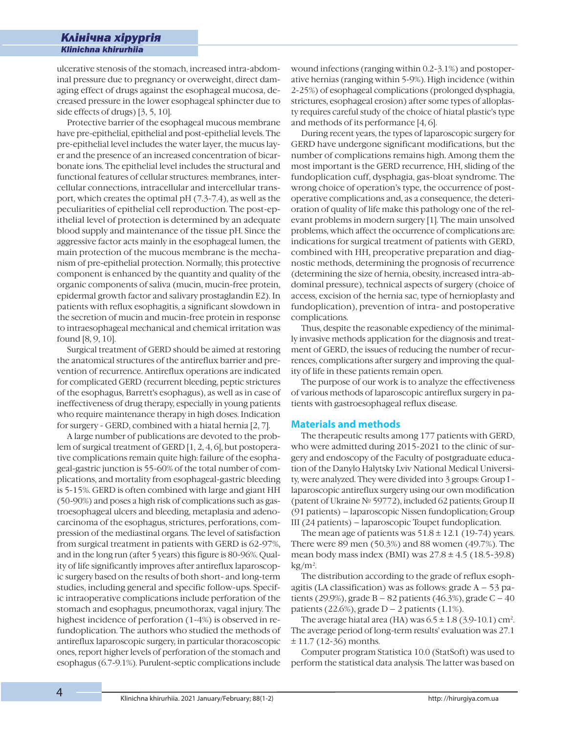ulcerative stenosis of the stomach, increased intra-abdominal pressure due to pregnancy or overweight, direct damaging effect of drugs against the esophageal mucosa, decreased pressure in the lower esophageal sphincter due to side effects of drugs) [3, 5, 10].

Protective barrier of the esophageal mucous membrane have pre-epithelial, epithelial and post-epithelial levels. The pre-epithelial level includes the water layer, the mucus layer and the presence of an increased concentration of bicarbonate ions. The epithelial level includes the structural and functional features of cellular structures: membranes, intercellular connections, intracellular and intercellular transport, which creates the optimal pH (7.3-7.4), as well as the peculiarities of epithelial cell reproduction. The post-epithelial level of protection is determined by an adequate blood supply and maintenance of the tissue pH. Since the aggressive factor acts mainly in the esophageal lumen, the main protection of the mucous membrane is the mechanism of pre-epithelial protection. Normally, this protective component is enhanced by the quantity and quality of the organic components of saliva (mucin, mucin-free protein, epidermal growth factor and salivary prostaglandin E2). In patients with reflux esophagitis, a significant slowdown in the secretion of mucin and mucin-free protein in response to intraesophageal mechanical and chemical irritation was found [8, 9, 10].

Surgical treatment of GERD should be aimed at restoring the anatomical structures of the antireflux barrier and prevention of recurrence. Antireflux operations are indicated for complicated GERD (recurrent bleeding, peptic strictures of the esophagus, Barrett's esophagus), as well as in case of ineffectiveness of drug therapy, especially in young patients who require maintenance therapy in high doses. Indication for surgery - GERD, combined with a hiatal hernia [2, 7].

A large number of publications are devoted to the problem of surgical treatment of GERD [1, 2, 4, 6], but postoperative complications remain quite high: failure of the esophageal-gastric junction is 55-60% of the total number of complications, and mortality from esophageal-gastric bleeding is 5-15%. GERD is often combined with large and giant HH (50-90%) and poses a high risk of complications such as gastroesophageal ulcers and bleeding, metaplasia and adenocarcinoma of the esophagus, strictures, perforations, compression of the mediastinal organs. The level of satisfaction from surgical treatment in patients with GERD is 62-97%, and in the long run (after 5 years) this figure is 80-96%. Quality of life significantly improves after antireflux laparoscopic surgery based on the results of both short- and long-term studies, including general and specific follow-ups. Specific intraoperative complications include perforation of the stomach and esophagus, pneumothorax, vagal injury. The highest incidence of perforation (1-4%) is observed in re-fundoplication. The authors who studied the methods of antireflux laparoscopic surgery, in particular thoracoscopic ones, report higher levels of perforation of the stomach and esophagus (6.7-9.1%). Purulent-septic complications include wound infections (ranging within 0.2-3.1%) and postoperative hernias (ranging within 5-9%). High incidence (within 2-25%) of esophageal complications (prolonged dysphagia, strictures, esophageal erosion) after some types of alloplasty requires careful study of the choice of hiatal plastic's type and methods of its performance [4, 6].

During recent years, the types of laparoscopic surgery for GERD have undergone significant modifications, but the number of complications remains high. Among them the most important is the GERD recurrence, HH, sliding of the fundoplication cuff, dysphagia, gas-bloat syndrome. The wrong choice of operation's type, the occurrence of postoperative complications and, as a consequence, the deterioration of quality of life make this pathology one of the relevant problems in modern surgery [1]. The main unsolved problems, which affect the occurrence of complications are: indications for surgical treatment of patients with GERD, combined with HH, preoperative preparation and diagnostic methods, determining the prognosis of recurrence (determining the size of hernia, obesity, increased intra-abdominal pressure), technical aspects of surgery (choice of access, excision of the hernia sac, type of hernioplasty and fundoplication), prevention of intra- and postoperative complications.

Thus, despite the reasonable expediency of the minimally invasive methods application for the diagnosis and treatment of GERD, the issues of reducing the number of recurrences, complications after surgery and improving the quality of life in these patients remain open.

The purpose of our work is to analyze the effectiveness of various methods of laparoscopic antireflux surgery in patients with gastroesophageal reflux disease.

## Materials and methods

The therapeutic results among 177 patients with GERD, who were admitted during 2015-2021 to the clinic of surgery and endoscopy of the Faculty of postgraduate education of the Danylo Halytsky Lviv National Medical University, were analyzed. They were divided into 3 groups: Group I - laparoscopic antireflux surgery using our own modification (patent of Ukraine № 59772), included 62 patients; Group II (91 patients) – laparoscopic Nissen fundoplication; Group III (24 patients) – laparoscopic Toupet fundoplication.

The mean age of patients was $51.8 \pm 12.1$ (19-74) years. There were 89 men (50.3%) and 88 women (49.7%). The mean body mass index (BMI) was $27.8 \pm 4.5$ (18.5-39.8) kg/m$^2$.

The distribution according to the grade of reflux esophagitis (LA classification) was as follows: grade A – 53 patients (29.9%), grade B – 82 patients (46.3%), grade C – 40 patients (22.6%), grade D – 2 patients (1.1%).

The average hiatal area (HA) was $6.5 \pm 1.8$ (3.9-10.1) cm$^2$. The average period of long-term results' evaluation was 27.1 $\pm$ 11.7 (12-36) months.

Computer program Statistica 10.0 (StatSoft) was used to perform the statistical data analysis. The latter was based on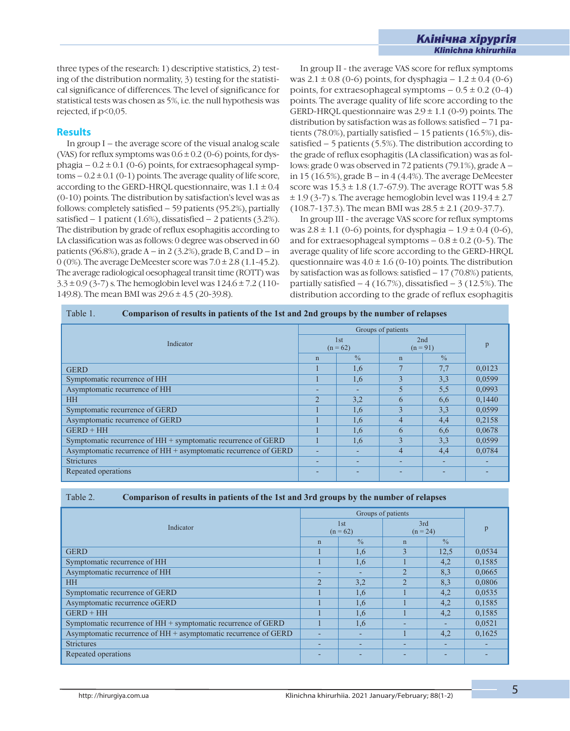three types of the research: 1) descriptive statistics, 2) testing of the distribution normality, 3) testing for the statistical significance of differences. The level of significance for statistical tests was chosen as 5%, i.e. the null hypothesis was rejected, if p<0,05.

## Results

In group I – the average score of the visual analog scale (VAS) for reflux symptoms was 0.6 ± 0.2 (0-6) points, for dysphagia – 0.2 ± 0.1 (0-6) points, for extraesophageal symptoms – 0.2 ± 0.1 (0-1) points. The average quality of life score, according to the GERD-HRQL questionnaire, was 1.1 ± 0.4 (0-10) points. The distribution by satisfaction's level was as follows: completely satisfied – 59 patients (95.2%), partially satisfied – 1 patient (1.6%), dissatisfied – 2 patients (3.2%). The distribution by grade of reflux esophagitis according to LA classification was as follows: 0 degree was observed in 60 patients (96.8%), grade A – in 2 (3.2%), grade B, C and D – in 0 (0%). The average DeMeester score was 7.0 ± 2.8 (1.1-45.2). The average radiological oesophageal transit time (ROTT) was 3.3 ± 0.9 (3-7) s. The hemoglobin level was 124.6 ± 7.2 (110-149.8). The mean BMI was 29.6 ± 4.5 (20-39.8).

In group II - the average VAS score for reflux symptoms was 2.1 ± 0.8 (0-6) points, for dysphagia – 1.2 ± 0.4 (0-6) points, for extraesophageal symptoms – 0.5 ± 0.2 (0-4) points. The average quality of life score according to the GERD-HRQL questionnaire was 2.9 ± 1.1 (0-9) points. The distribution by satisfaction was as follows: satisfied – 71 patients (78.0%), partially satisfied – 15 patients (16.5%), dissatisfied – 5 patients (5.5%). The distribution according to the grade of reflux esophagitis (LA classification) was as follows: grade 0 was observed in 72 patients (79.1%), grade A – in 15 (16.5%), grade B – in 4 (4.4%). The average DeMeester score was 15.3 ± 1.8 (1.7-67.9). The average ROTT was 5.8 ± 1.9 (3-7) s. The average hemoglobin level was 119.4 ± 2.7 (108.7-137.3). The mean BMI was 28.5 ± 2.1 (20.9-37.7).

In group III - the average VAS score for reflux symptoms was 2.8 ± 1.1 (0-6) points, for dysphagia – 1.9 ± 0.4 (0-6), and for extraesophageal symptoms – 0.8 ± 0.2 (0-5). The average quality of life score according to the GERD-HRQL questionnaire was 4.0 ± 1.6 (0-10) points. The distribution by satisfaction was as follows: satisfied – 17 (70.8%) patients, partially satisfied – 4 (16.7%), dissatisfied – 3 (12.5%). The distribution according to the grade of reflux esophagitis

Table 1. **Comparison of results in patients of the 1st and 2nd groups by the number of relapses**

| Indicator | Groups of patients | | | | p |
|---|---|---|---|---|---|
| | 1st (n = 62) | | 2nd (n = 91) | | |
| | n | % | n | % | |
| GERD | 1 | 1,6 | 7 | 7,7 | 0,0123 |
| Symptomatic recurrence of HH | 1 | 1,6 | 3 | 3,3 | 0,0599 |
| Asymptomatic recurrence of HH | - | - | 5 | 5,5 | 0,0993 |
| HH | 2 | 3,2 | 6 | 6,6 | 0,1440 |
| Symptomatic recurrence of GERD | 1 | 1,6 | 3 | 3,3 | 0,0599 |
| Asymptomatic recurrence of GERD | 1 | 1,6 | 4 | 4,4 | 0,2158 |
| GERD + HH | 1 | 1,6 | 6 | 6,6 | 0,0678 |
| Symptomatic recurrence of HH + symptomatic recurrence of GERD | 1 | 1,6 | 3 | 3,3 | 0,0599 |
| Asymptomatic recurrence of HH + asymptomatic recurrence of GERD | - | - | 4 | 4,4 | 0,0784 |
| Strictures | - | - | - | - | - |
| Repeated operations | - | - | - | - | - |

Table 2. **Comparison of results in patients of the 1st and 3rd groups by the number of relapses**

| Indicator | Groups of patients | | | | p |
|---|---|---|---|---|---|
| | 1st (n = 62) | | 3rd (n = 24) | | |
| | n | % | n | % | |
| GERD | 1 | 1,6 | 3 | 12,5 | 0,0534 |
| Symptomatic recurrence of HH | 1 | 1,6 | 1 | 4,2 | 0,1585 |
| Asymptomatic recurrence of HH | - | - | 2 | 8,3 | 0,0665 |
| HH | 2 | 3,2 | 2 | 8,3 | 0,0806 |
| Symptomatic recurrence of GERD | 1 | 1,6 | 1 | 4,2 | 0,0535 |
| Asymptomatic recurrence oGERD | 1 | 1,6 | 1 | 4,2 | 0,1585 |
| GERD + HH | 1 | 1,6 | 1 | 4,2 | 0,1585 |
| Symptomatic recurrence of HH + symptomatic recurrence of GERD | 1 | 1,6 | - | - | 0,0521 |
| Asymptomatic recurrence of HH + asymptomatic recurrence of GERD | - | - | 1 | 4,2 | 0,1625 |
| Strictures | - | - | - | - | - |
| Repeated operations | - | - | - | - | - |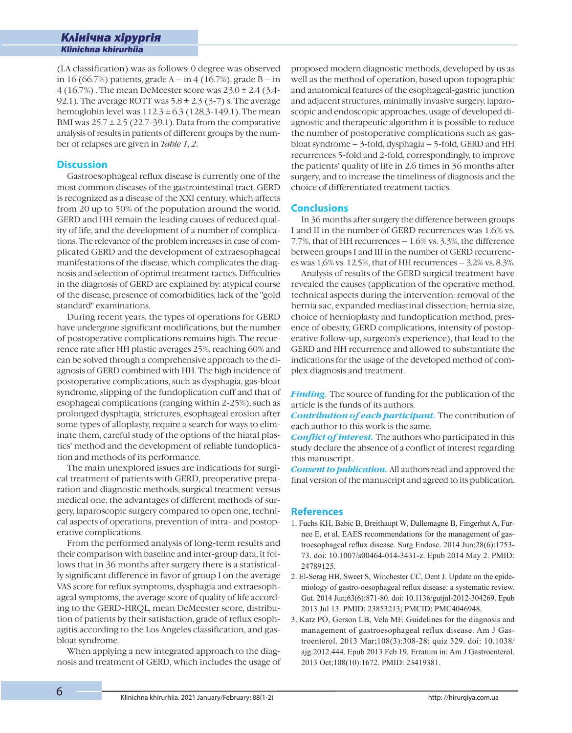(LA classification) was as follows: 0 degree was observed in 16 (66.7%) patients, grade A – in 4 (16.7%), grade B – in 4 (16.7%) . The mean DeMeester score was 23.0 ± 2.4 (3.4-92.1). The average ROTT was 5.8 ± 2.3 (3-7) s. The average hemoglobin level was 112.3 ± 6.3 (128.3-149.1). The mean BMI was 25.7 ± 2.5 (22.7-39.1). Data from the comparative analysis of results in patients of different groups by the number of relapses are given in *Table 1, 2*.

## Discussion

Gastroesophageal reflux disease is currently one of the most common diseases of the gastrointestinal tract. GERD is recognized as a disease of the XXI century, which affects from 20 up to 50% of the population around the world. GERD and HH remain the leading causes of reduced quality of life, and the development of a number of complications. The relevance of the problem increases in case of complicated GERD and the development of extraesophageal manifestations of the disease, which complicates the diagnosis and selection of optimal treatment tactics. Difficulties in the diagnosis of GERD are explained by: atypical course of the disease, presence of comorbidities, lack of the "gold standard" examinations.

During recent years, the types of operations for GERD have undergone significant modifications, but the number of postoperative complications remains high. The recurrence rate after HH plastic averages 25%, reaching 60% and can be solved through a comprehensive approach to the diagnosis of GERD combined with HH. The high incidence of postoperative complications, such as dysphagia, gas-bloat syndrome, slipping of the fundoplication cuff and that of esophageal complications (ranging within 2-25%), such as prolonged dysphagia, strictures, esophageal erosion after some types of alloplasty, require a search for ways to eliminate them, careful study of the options of the hiatal plastics' method and the development of reliable fundoplication and methods of its performance.

The main unexplored issues are indications for surgical treatment of patients with GERD, preoperative preparation and diagnostic methods, surgical treatment versus medical one, the advantages of different methods of surgery, laparoscopic surgery compared to open one, technical aspects of operations, prevention of intra- and postoperative complications.

From the performed analysis of long-term results and their comparison with baseline and inter-group data, it follows that in 36 months after surgery there is a statistically significant difference in favor of group I on the average VAS score for reflux symptoms, dysphagia and extraesophageal symptoms, the average score of quality of life according to the GERD-HRQL, mean DeMeester score, distribution of patients by their satisfaction, grade of reflux esophagitis according to the Los Angeles classification, and gas-bloat syndrome.

When applying a new integrated approach to the diagnosis and treatment of GERD, which includes the usage of proposed modern diagnostic methods, developed by us as well as the method of operation, based upon topographic and anatomical features of the esophageal-gastric junction and adjacent structures, minimally invasive surgery, laparoscopic and endoscopic approaches, usage of developed diagnostic and therapeutic algorithm it is possible to reduce the number of postoperative complications such as: gas-bloat syndrome – 3-fold, dysphagia – 5-fold, GERD and HH recurrences 5-fold and 2-fold, correspondingly, to improve the patients' quality of life in 2.6 times in 36 months after surgery, and to increase the timeliness of diagnosis and the choice of differentiated treatment tactics.

## Conclusions

In 36 months after surgery the difference between groups I and II in the number of GERD recurrences was 1.6% vs. 7.7%, that of HH recurrences – 1.6% vs. 3.3%, the difference between groups I and III in the number of GERD recurrences was 1,6% vs. 12.5%, that of HH recurrences – 3.2% vs. 8.3%.

Analysis of results of the GERD surgical treatment have revealed the causes (application of the operative method, technical aspects during the intervention: removal of the hernia sac, expanded mediastinal dissection; hernia size, choice of hernioplasty and fundoplication method, presence of obesity, GERD complications, intensity of postoperative follow-up, surgeon's experience), that lead to the GERD and HH recurrence and allowed to substantiate the indications for the usage of the developed method of complex diagnosis and treatment.

***Finding.*** The source of funding for the publication of the article is the funds of its authors.

***Contribution of each participant.*** The contribution of each author to this work is the same.

***Conflict of interest.*** The authors who participated in this study declare the absence of a conflict of interest regarding this manuscript.

***Consent to publication.*** All authors read and approved the final version of the manuscript and agreed to its publication.

## References

1. Fuchs KH, Babic B, Breithaupt W, Dallemagne B, Fingerhut A, Furnee E, et al. EAES recommendations for the management of gastroesophageal reflux disease. Surg Endosc. 2014 Jun;28(6):1753-73. doi: 10.1007/s00464-014-3431-z. Epub 2014 May 2. PMID: 24789125.
2. El-Serag HB, Sweet S, Winchester CC, Dent J. Update on the epidemiology of gastro-oesophageal reflux disease: a systematic review. Gut. 2014 Jun;63(6):871-80. doi: 10.1136/gutjnl-2012-304269. Epub 2013 Jul 13. PMID: 23853213; PMCID: PMC4046948.
3. Katz PO, Gerson LB, Vela MF. Guidelines for the diagnosis and management of gastroesophageal reflux disease. Am J Gastroenterol. 2013 Mar;108(3):308-28; quiz 329. doi: 10.1038/ajg.2012.444. Epub 2013 Feb 19. Erratum in: Am J Gastroenterol. 2013 Oct;108(10):1672. PMID: 23419381.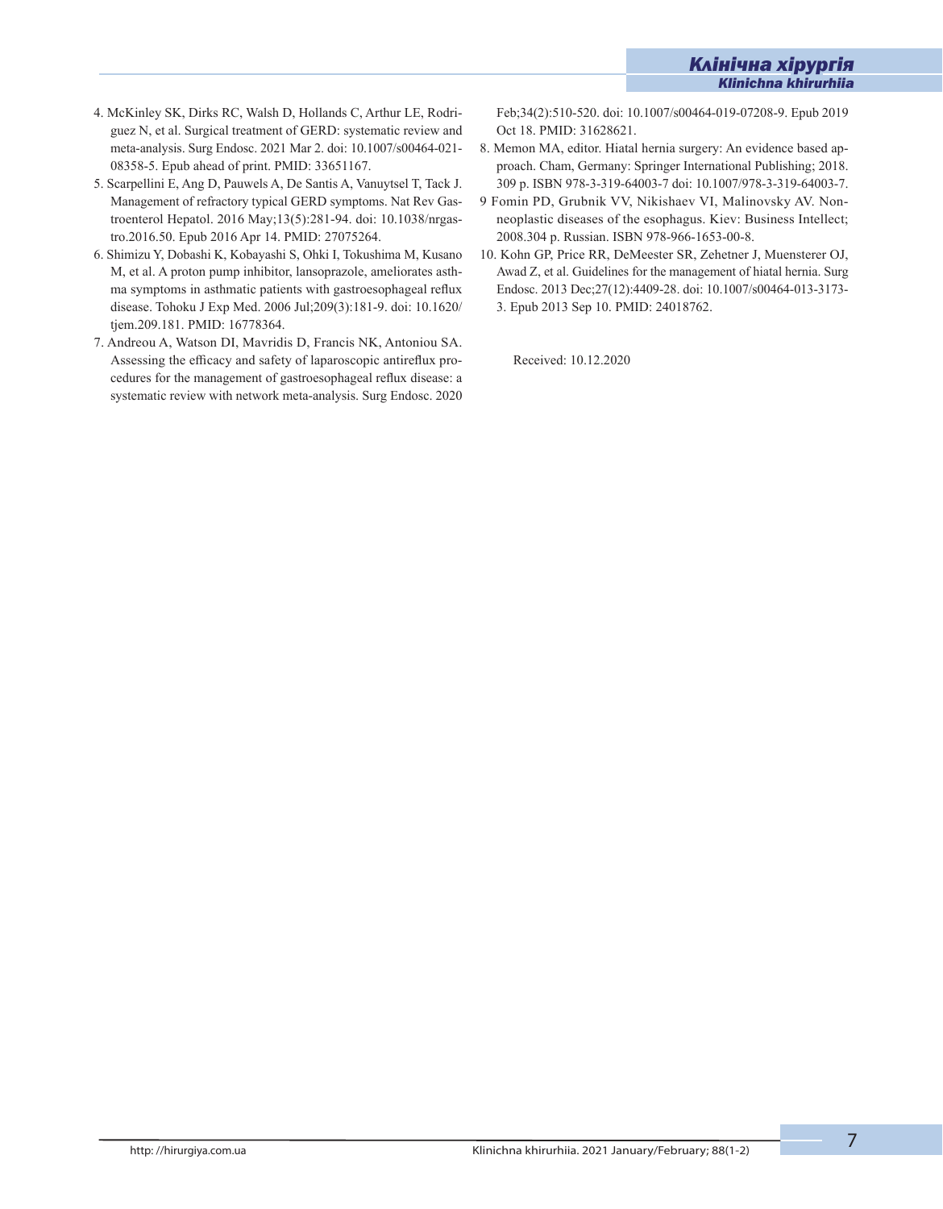4. McKinley SK, Dirks RC, Walsh D, Hollands C, Arthur LE, Rodriguez N, et al. Surgical treatment of GERD: systematic review and meta-analysis. Surg Endosc. 2021 Mar 2. doi: 10.1007/s00464-021-08358-5. Epub ahead of print. PMID: 33651167.
5. Scarpellini E, Ang D, Pauwels A, De Santis A, Vanuytsel T, Tack J. Management of refractory typical GERD symptoms. Nat Rev Gastroenterol Hepatol. 2016 May;13(5):281-94. doi: 10.1038/nrgastro.2016.50. Epub 2016 Apr 14. PMID: 27075264.
6. Shimizu Y, Dobashi K, Kobayashi S, Ohki I, Tokushima M, Kusano M, et al. A proton pump inhibitor, lansoprazole, ameliorates asthma symptoms in asthmatic patients with gastroesophageal reflux disease. Tohoku J Exp Med. 2006 Jul;209(3):181-9. doi: 10.1620/tjem.209.181. PMID: 16778364.
7. Andreou A, Watson DI, Mavridis D, Francis NK, Antoniou SA. Assessing the efficacy and safety of laparoscopic antireflux procedures for the management of gastroesophageal reflux disease: a systematic review with network meta-analysis. Surg Endosc. 2020 Feb;34(2):510-520. doi: 10.1007/s00464-019-07208-9. Epub 2019 Oct 18. PMID: 31628621.
8. Memon MA, editor. Hiatal hernia surgery: An evidence based approach. Cham, Germany: Springer International Publishing; 2018. 309 p. ISBN 978-3-319-64003-7 doi: 10.1007/978-3-319-64003-7.
9 Fomin PD, Grubnik VV, Nikishaev VI, Malinovsky AV. Nonneoplastic diseases of the esophagus. Kiev: Business Intellect; 2008.304 p. Russian. ISBN 978-966-1653-00-8.
10. Kohn GP, Price RR, DeMeester SR, Zehetner J, Muensterer OJ, Awad Z, et al. Guidelines for the management of hiatal hernia. Surg Endosc. 2013 Dec;27(12):4409-28. doi: 10.1007/s00464-013-3173-3. Epub 2013 Sep 10. PMID: 24018762.

Received: 10.12.2020